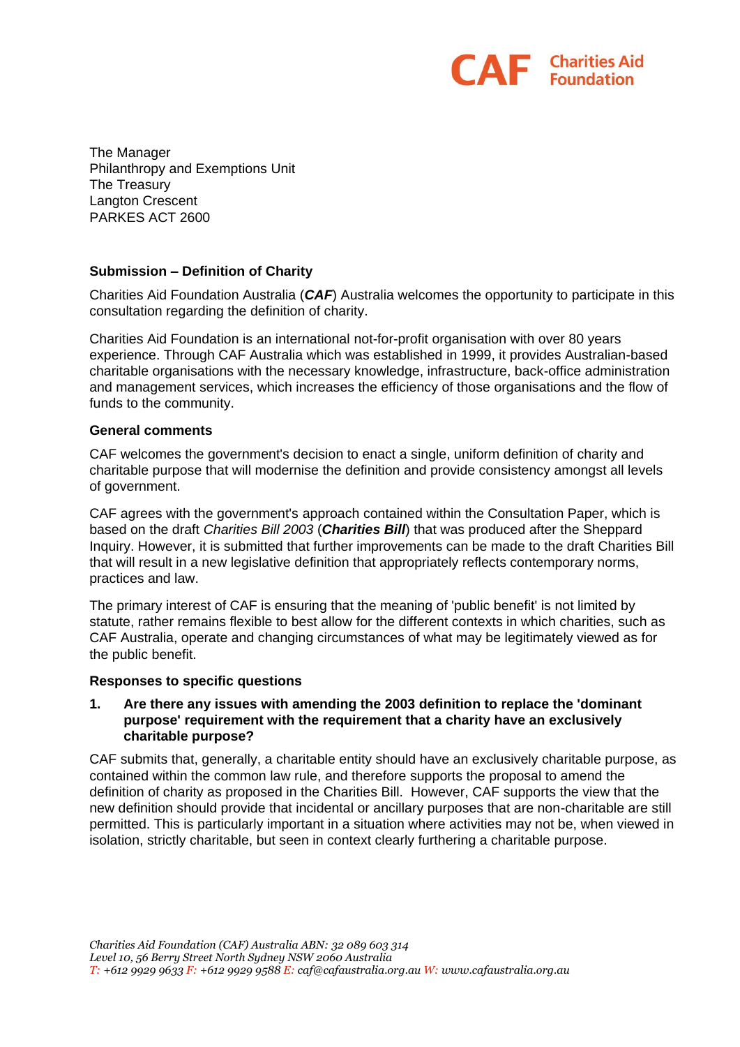The Manager
Philanthropy and Exemptions Unit
The Treasury
Langton Crescent
PARKES ACT 2600

**Submission – Definition of Charity**

Charities Aid Foundation Australia (***CAF***) Australia welcomes the opportunity to participate in this consultation regarding the definition of charity.

Charities Aid Foundation is an international not-for-profit organisation with over 80 years experience. Through CAF Australia which was established in 1999, it provides Australian-based charitable organisations with the necessary knowledge, infrastructure, back-office administration and management services, which increases the efficiency of those organisations and the flow of funds to the community.

**General comments**

CAF welcomes the government's decision to enact a single, uniform definition of charity and charitable purpose that will modernise the definition and provide consistency amongst all levels of government.

CAF agrees with the government's approach contained within the Consultation Paper, which is based on the draft *Charities Bill 2003* (***Charities Bill***) that was produced after the Sheppard Inquiry. However, it is submitted that further improvements can be made to the draft Charities Bill that will result in a new legislative definition that appropriately reflects contemporary norms, practices and law.

The primary interest of CAF is ensuring that the meaning of 'public benefit' is not limited by statute, rather remains flexible to best allow for the different contexts in which charities, such as CAF Australia, operate and changing circumstances of what may be legitimately viewed as for the public benefit.

**Responses to specific questions**

**1. Are there any issues with amending the 2003 definition to replace the 'dominant purpose' requirement with the requirement that a charity have an exclusively charitable purpose?**

CAF submits that, generally, a charitable entity should have an exclusively charitable purpose, as contained within the common law rule, and therefore supports the proposal to amend the definition of charity as proposed in the Charities Bill. However, CAF supports the view that the new definition should provide that incidental or ancillary purposes that are non-charitable are still permitted. This is particularly important in a situation where activities may not be, when viewed in isolation, strictly charitable, but seen in context clearly furthering a charitable purpose.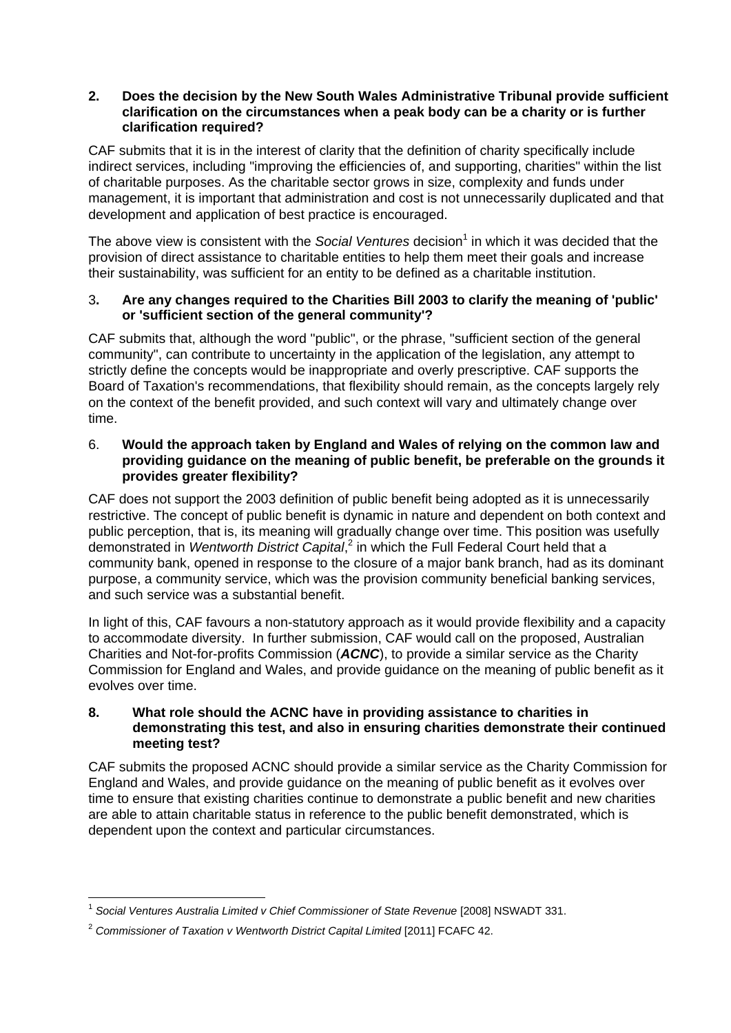**2. Does the decision by the New South Wales Administrative Tribunal provide sufficient clarification on the circumstances when a peak body can be a charity or is further clarification required?**

CAF submits that it is in the interest of clarity that the definition of charity specifically include indirect services, including "improving the efficiencies of, and supporting, charities" within the list of charitable purposes. As the charitable sector grows in size, complexity and funds under management, it is important that administration and cost is not unnecessarily duplicated and that development and application of best practice is encouraged.

The above view is consistent with the *Social Ventures* decision[1] in which it was decided that the provision of direct assistance to charitable entities to help them meet their goals and increase their sustainability, was sufficient for an entity to be defined as a charitable institution.

**3. Are any changes required to the Charities Bill 2003 to clarify the meaning of 'public' or 'sufficient section of the general community'?**

CAF submits that, although the word "public", or the phrase, "sufficient section of the general community", can contribute to uncertainty in the application of the legislation, any attempt to strictly define the concepts would be inappropriate and overly prescriptive. CAF supports the Board of Taxation's recommendations, that flexibility should remain, as the concepts largely rely on the context of the benefit provided, and such context will vary and ultimately change over time.

6. **Would the approach taken by England and Wales of relying on the common law and providing guidance on the meaning of public benefit, be preferable on the grounds it provides greater flexibility?**

CAF does not support the 2003 definition of public benefit being adopted as it is unnecessarily restrictive. The concept of public benefit is dynamic in nature and dependent on both context and public perception, that is, its meaning will gradually change over time. This position was usefully demonstrated in *Wentworth District Capital*,[2] in which the Full Federal Court held that a community bank, opened in response to the closure of a major bank branch, had as its dominant purpose, a community service, which was the provision community beneficial banking services, and such service was a substantial benefit.

In light of this, CAF favours a non-statutory approach as it would provide flexibility and a capacity to accommodate diversity. In further submission, CAF would call on the proposed, Australian Charities and Not-for-profits Commission (***ACNC***), to provide a similar service as the Charity Commission for England and Wales, and provide guidance on the meaning of public benefit as it evolves over time.

**8. What role should the ACNC have in providing assistance to charities in demonstrating this test, and also in ensuring charities demonstrate their continued meeting test?**

CAF submits the proposed ACNC should provide a similar service as the Charity Commission for England and Wales, and provide guidance on the meaning of public benefit as it evolves over time to ensure that existing charities continue to demonstrate a public benefit and new charities are able to attain charitable status in reference to the public benefit demonstrated, which is dependent upon the context and particular circumstances.

---

[1] *Social Ventures Australia Limited v Chief Commissioner of State Revenue* [2008] NSWADT 331.

[2] *Commissioner of Taxation v Wentworth District Capital Limited* [2011] FCAFC 42.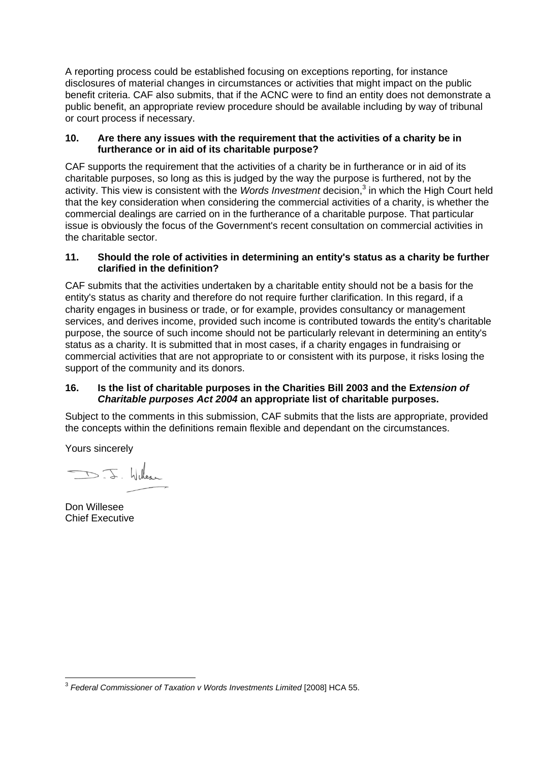A reporting process could be established focusing on exceptions reporting, for instance disclosures of material changes in circumstances or activities that might impact on the public benefit criteria. CAF also submits, that if the ACNC were to find an entity does not demonstrate a public benefit, an appropriate review procedure should be available including by way of tribunal or court process if necessary.

**10. Are there any issues with the requirement that the activities of a charity be in furtherance or in aid of its charitable purpose?**

CAF supports the requirement that the activities of a charity be in furtherance or in aid of its charitable purposes, so long as this is judged by the way the purpose is furthered, not by the activity. This view is consistent with the *Words Investment* decision,[3] in which the High Court held that the key consideration when considering the commercial activities of a charity, is whether the commercial dealings are carried on in the furtherance of a charitable purpose. That particular issue is obviously the focus of the Government's recent consultation on commercial activities in the charitable sector.

**11. Should the role of activities in determining an entity's status as a charity be further clarified in the definition?**

CAF submits that the activities undertaken by a charitable entity should not be a basis for the entity's status as charity and therefore do not require further clarification. In this regard, if a charity engages in business or trade, or for example, provides consultancy or management services, and derives income, provided such income is contributed towards the entity's charitable purpose, the source of such income should not be particularly relevant in determining an entity's status as a charity. It is submitted that in most cases, if a charity engages in fundraising or commercial activities that are not appropriate to or consistent with its purpose, it risks losing the support of the community and its donors.

**16. Is the list of charitable purposes in the Charities Bill 2003 and the E*xtension of Charitable purposes Act 2004* an appropriate list of charitable purposes.**

Subject to the comments in this submission, CAF submits that the lists are appropriate, provided the concepts within the definitions remain flexible and dependant on the circumstances.

Yours sincerely

Don Willesee
Chief Executive

---

[3] *Federal Commissioner of Taxation v Words Investments Limited* [2008] HCA 55.